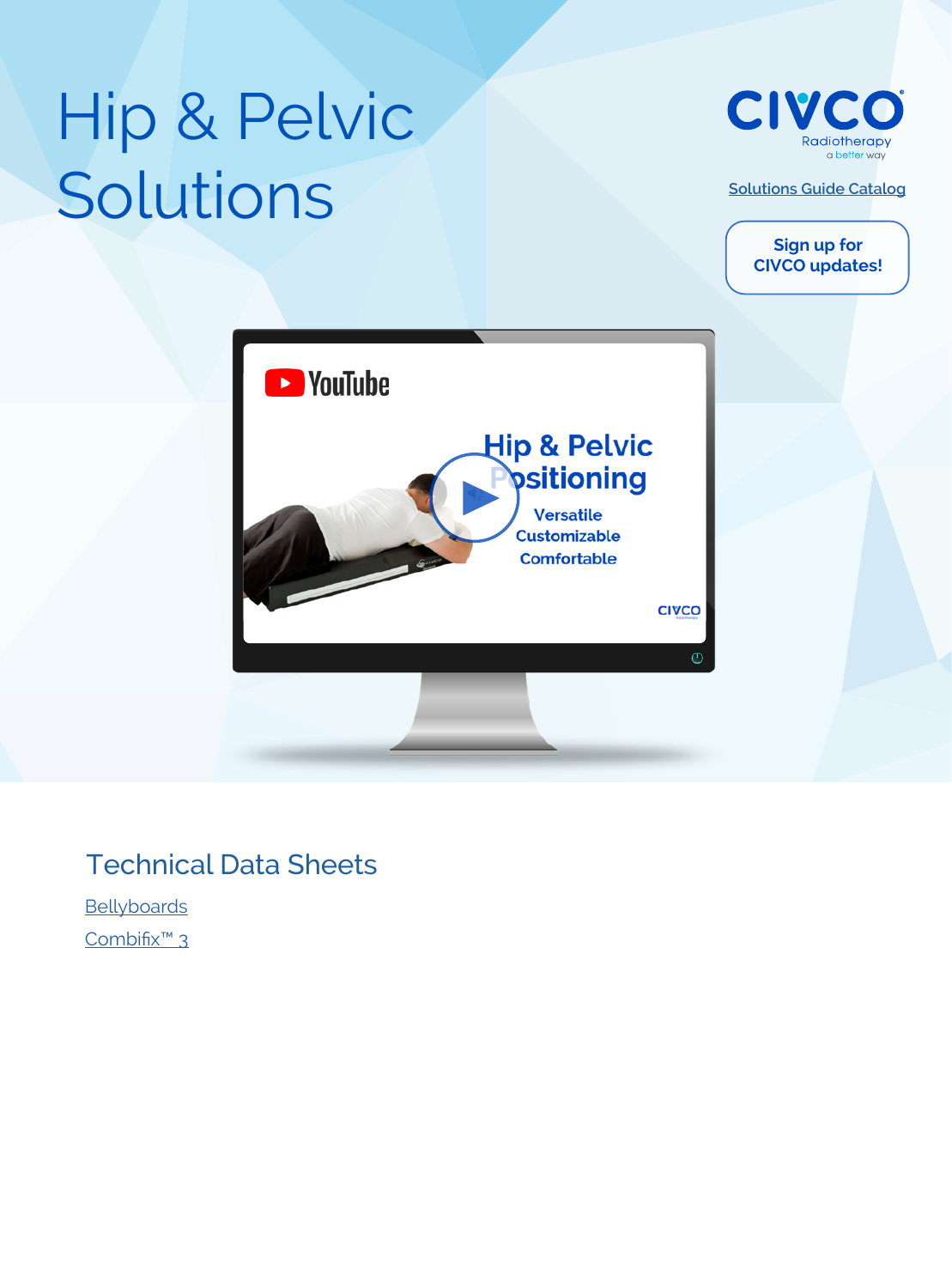# Hip & Pelvic Solutions

CIVCO Radiotherapy
a better way

Solutions Guide Catalog

Sign up for CIVCO updates!

## Technical Data Sheets

Bellyboards

Combifix™ 3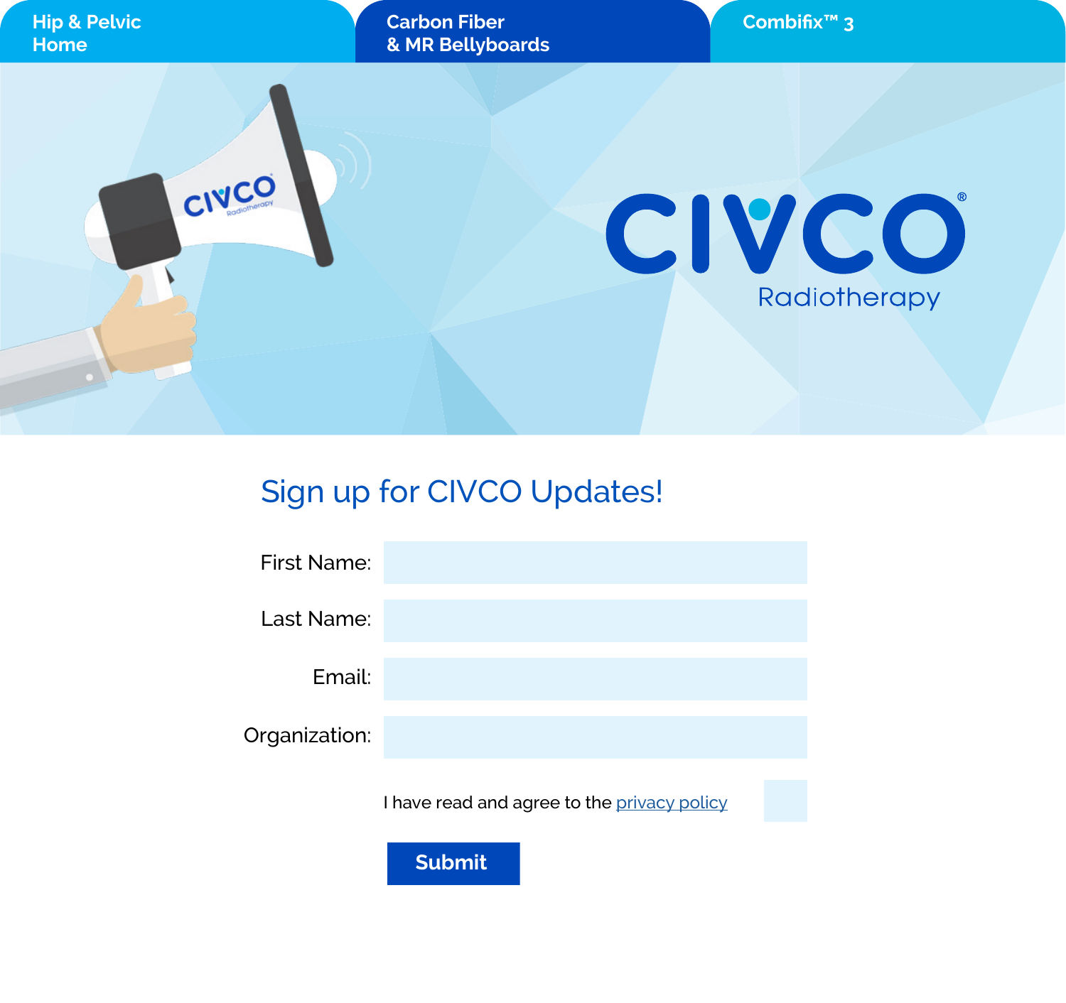Hip & Pelvic Home | Carbon Fiber & MR Bellyboards | Combifix™ 3

CIVCO® Radiotherapy

## Sign up for CIVCO Updates!

First Name:

Last Name:

Email:

Organization:

I have read and agree to the privacy policy

**Submit**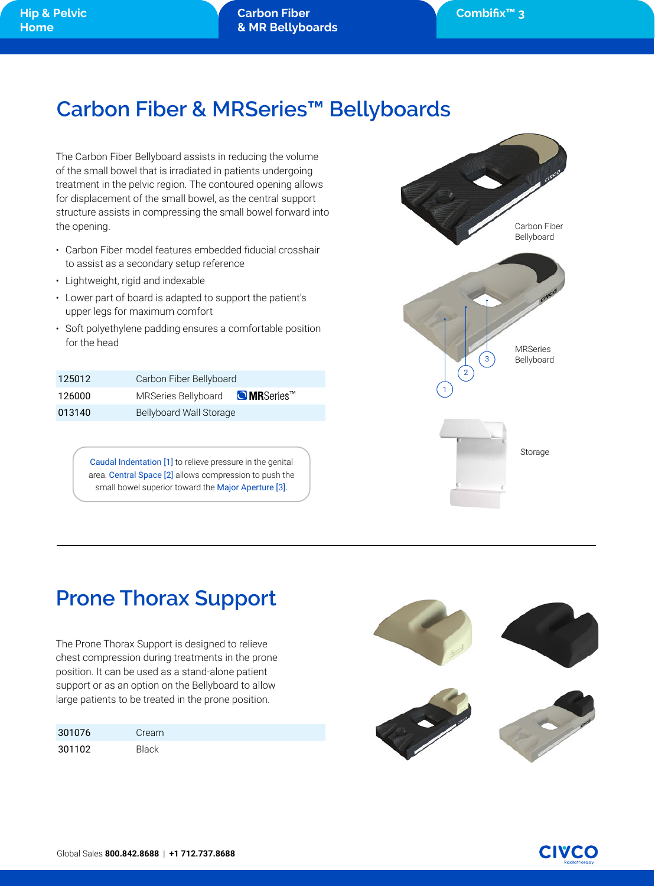# Carbon Fiber & MRSeries™ Bellyboards

The Carbon Fiber Bellyboard assists in reducing the volume of the small bowel that is irradiated in patients undergoing treatment in the pelvic region. The contoured opening allows for displacement of the small bowel, as the central support structure assists in compressing the small bowel forward into the opening.

- Carbon Fiber model features embedded fiducial crosshair to assist as a secondary setup reference
- Lightweight, rigid and indexable
- Lower part of board is adapted to support the patient's upper legs for maximum comfort
- Soft polyethylene padding ensures a comfortable position for the head

| | |
|---|---|
| 125012 | Carbon Fiber Bellyboard |
| 126000 | MRSeries Bellyboard MRSeries™ |
| 013140 | Bellyboard Wall Storage |

Caudal Indentation [1] to relieve pressure in the genital area. Central Space [2] allows compression to push the small bowel superior toward the Major Aperture [3].

Carbon Fiber Bellyboard

MRSeries Bellyboard

Storage

# Prone Thorax Support

The Prone Thorax Support is designed to relieve chest compression during treatments in the prone position. It can be used as a stand-alone patient support or as an option on the Bellyboard to allow large patients to be treated in the prone position.

| | |
|---|---|
| 301076 | Cream |
| 301102 | Black |

Global Sales **800.842.8688** | **+1 712.737.8688**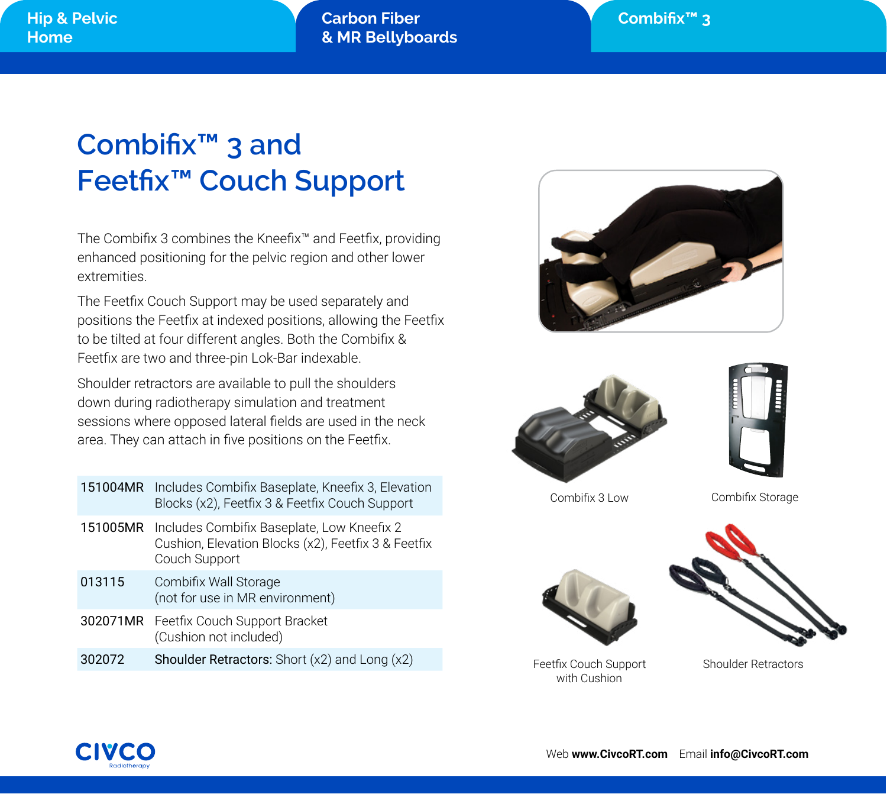# Combifix™ 3 and Feetfix™ Couch Support

The Combifix 3 combines the Kneefix™ and Feetfix, providing enhanced positioning for the pelvic region and other lower extremities.

The Feetfix Couch Support may be used separately and positions the Feetfix at indexed positions, allowing the Feetfix to be tilted at four different angles. Both the Combifix & Feetfix are two and three-pin Lok-Bar indexable.

Shoulder retractors are available to pull the shoulders down during radiotherapy simulation and treatment sessions where opposed lateral fields are used in the neck area. They can attach in five positions on the Feetfix.

| | |
|---|---|
| 151004MR | Includes Combifix Baseplate, Kneefix 3, Elevation Blocks (x2), Feetfix 3 & Feetfix Couch Support |
| 151005MR | Includes Combifix Baseplate, Low Kneefix 2 Cushion, Elevation Blocks (x2), Feetfix 3 & Feetfix Couch Support |
| 013115 | Combifix Wall Storage (not for use in MR environment) |
| 302071MR | Feetfix Couch Support Bracket (Cushion not included) |
| 302072 | **Shoulder Retractors:** Short (x2) and Long (x2) |

Combifix 3 Low

Combifix Storage

Feetfix Couch Support with Cushion

Shoulder Retractors

Web **www.CivcoRT.com** Email **info@CivcoRT.com**